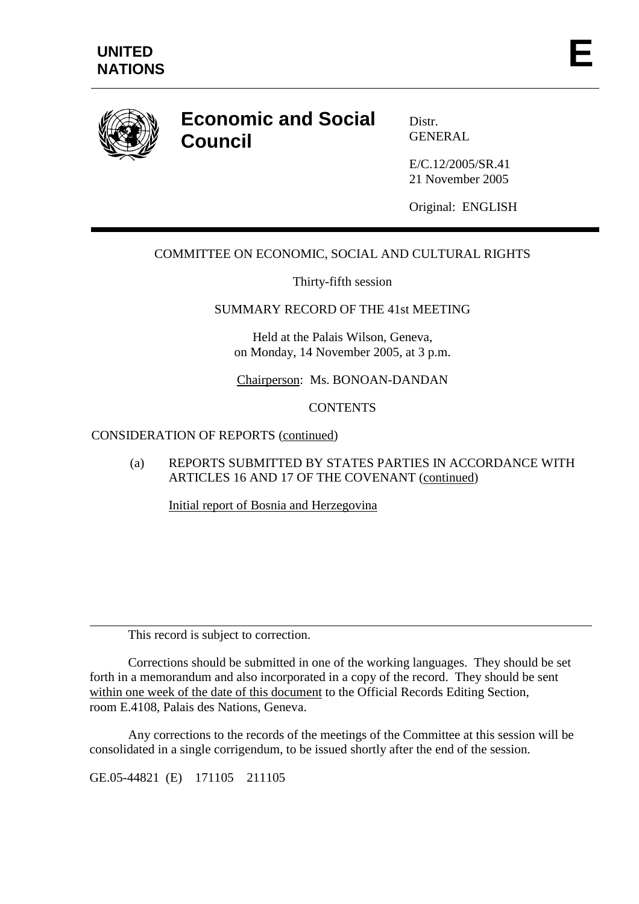**UNITED NATIONS** **E**

# Economic and Social Council

Distr.
GENERAL

E/C.12/2005/SR.41
21 November 2005

Original: ENGLISH

---

COMMITTEE ON ECONOMIC, SOCIAL AND CULTURAL RIGHTS

Thirty-fifth session

SUMMARY RECORD OF THE 41st MEETING

Held at the Palais Wilson, Geneva,
on Monday, 14 November 2005, at 3 p.m.

Chairperson: Ms. BONOAN-DANDAN

CONTENTS

CONSIDERATION OF REPORTS (continued)

(a) REPORTS SUBMITTED BY STATES PARTIES IN ACCORDANCE WITH ARTICLES 16 AND 17 OF THE COVENANT (continued)

Initial report of Bosnia and Herzegovina

---

This record is subject to correction.

Corrections should be submitted in one of the working languages. They should be set forth in a memorandum and also incorporated in a copy of the record. They should be sent within one week of the date of this document to the Official Records Editing Section, room E.4108, Palais des Nations, Geneva.

Any corrections to the records of the meetings of the Committee at this session will be consolidated in a single corrigendum, to be issued shortly after the end of the session.

GE.05-44821 (E) 171105 211105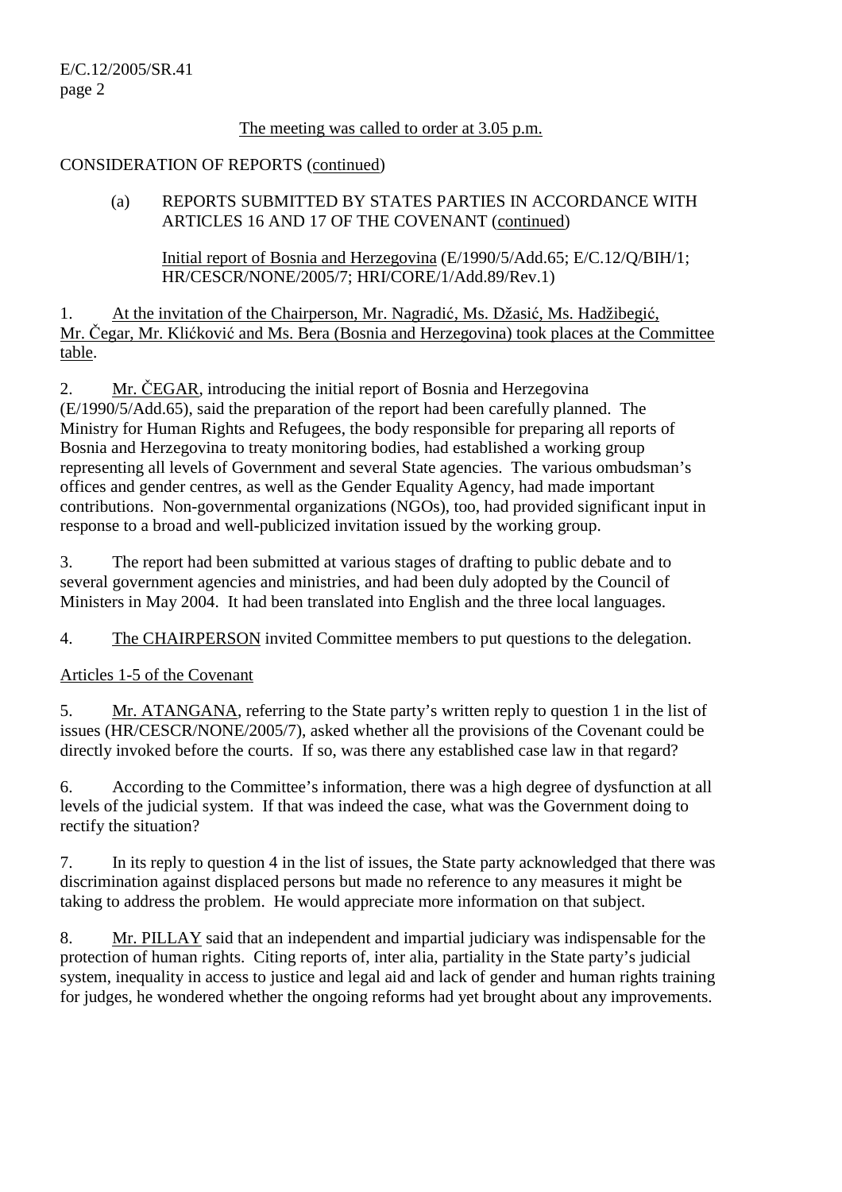The meeting was called to order at 3.05 p.m.

CONSIDERATION OF REPORTS (continued)

(a) REPORTS SUBMITTED BY STATES PARTIES IN ACCORDANCE WITH ARTICLES 16 AND 17 OF THE COVENANT (continued)

Initial report of Bosnia and Herzegovina (E/1990/5/Add.65; E/C.12/Q/BIH/1; HR/CESCR/NONE/2005/7; HRI/CORE/1/Add.89/Rev.1)

1. At the invitation of the Chairperson, Mr. Nagradić, Ms. Džasić, Ms. Hadžibegić, Mr. Čegar, Mr. Klićković and Ms. Bera (Bosnia and Herzegovina) took places at the Committee table.

2. Mr. ČEGAR, introducing the initial report of Bosnia and Herzegovina (E/1990/5/Add.65), said the preparation of the report had been carefully planned. The Ministry for Human Rights and Refugees, the body responsible for preparing all reports of Bosnia and Herzegovina to treaty monitoring bodies, had established a working group representing all levels of Government and several State agencies. The various ombudsman's offices and gender centres, as well as the Gender Equality Agency, had made important contributions. Non-governmental organizations (NGOs), too, had provided significant input in response to a broad and well-publicized invitation issued by the working group.

3. The report had been submitted at various stages of drafting to public debate and to several government agencies and ministries, and had been duly adopted by the Council of Ministers in May 2004. It had been translated into English and the three local languages.

4. The CHAIRPERSON invited Committee members to put questions to the delegation.

Articles 1-5 of the Covenant

5. Mr. ATANGANA, referring to the State party's written reply to question 1 in the list of issues (HR/CESCR/NONE/2005/7), asked whether all the provisions of the Covenant could be directly invoked before the courts. If so, was there any established case law in that regard?

6. According to the Committee's information, there was a high degree of dysfunction at all levels of the judicial system. If that was indeed the case, what was the Government doing to rectify the situation?

7. In its reply to question 4 in the list of issues, the State party acknowledged that there was discrimination against displaced persons but made no reference to any measures it might be taking to address the problem. He would appreciate more information on that subject.

8. Mr. PILLAY said that an independent and impartial judiciary was indispensable for the protection of human rights. Citing reports of, inter alia, partiality in the State party's judicial system, inequality in access to justice and legal aid and lack of gender and human rights training for judges, he wondered whether the ongoing reforms had yet brought about any improvements.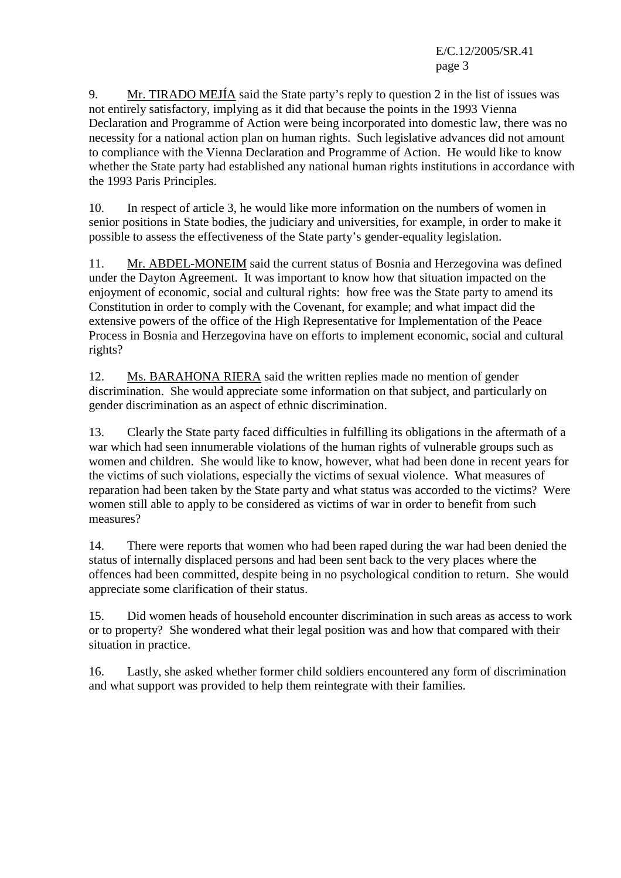9. Mr. TIRADO MEJÍA said the State party's reply to question 2 in the list of issues was not entirely satisfactory, implying as it did that because the points in the 1993 Vienna Declaration and Programme of Action were being incorporated into domestic law, there was no necessity for a national action plan on human rights. Such legislative advances did not amount to compliance with the Vienna Declaration and Programme of Action. He would like to know whether the State party had established any national human rights institutions in accordance with the 1993 Paris Principles.

10. In respect of article 3, he would like more information on the numbers of women in senior positions in State bodies, the judiciary and universities, for example, in order to make it possible to assess the effectiveness of the State party's gender-equality legislation.

11. Mr. ABDEL-MONEIM said the current status of Bosnia and Herzegovina was defined under the Dayton Agreement. It was important to know how that situation impacted on the enjoyment of economic, social and cultural rights: how free was the State party to amend its Constitution in order to comply with the Covenant, for example; and what impact did the extensive powers of the office of the High Representative for Implementation of the Peace Process in Bosnia and Herzegovina have on efforts to implement economic, social and cultural rights?

12. Ms. BARAHONA RIERA said the written replies made no mention of gender discrimination. She would appreciate some information on that subject, and particularly on gender discrimination as an aspect of ethnic discrimination.

13. Clearly the State party faced difficulties in fulfilling its obligations in the aftermath of a war which had seen innumerable violations of the human rights of vulnerable groups such as women and children. She would like to know, however, what had been done in recent years for the victims of such violations, especially the victims of sexual violence. What measures of reparation had been taken by the State party and what status was accorded to the victims? Were women still able to apply to be considered as victims of war in order to benefit from such measures?

14. There were reports that women who had been raped during the war had been denied the status of internally displaced persons and had been sent back to the very places where the offences had been committed, despite being in no psychological condition to return. She would appreciate some clarification of their status.

15. Did women heads of household encounter discrimination in such areas as access to work or to property? She wondered what their legal position was and how that compared with their situation in practice.

16. Lastly, she asked whether former child soldiers encountered any form of discrimination and what support was provided to help them reintegrate with their families.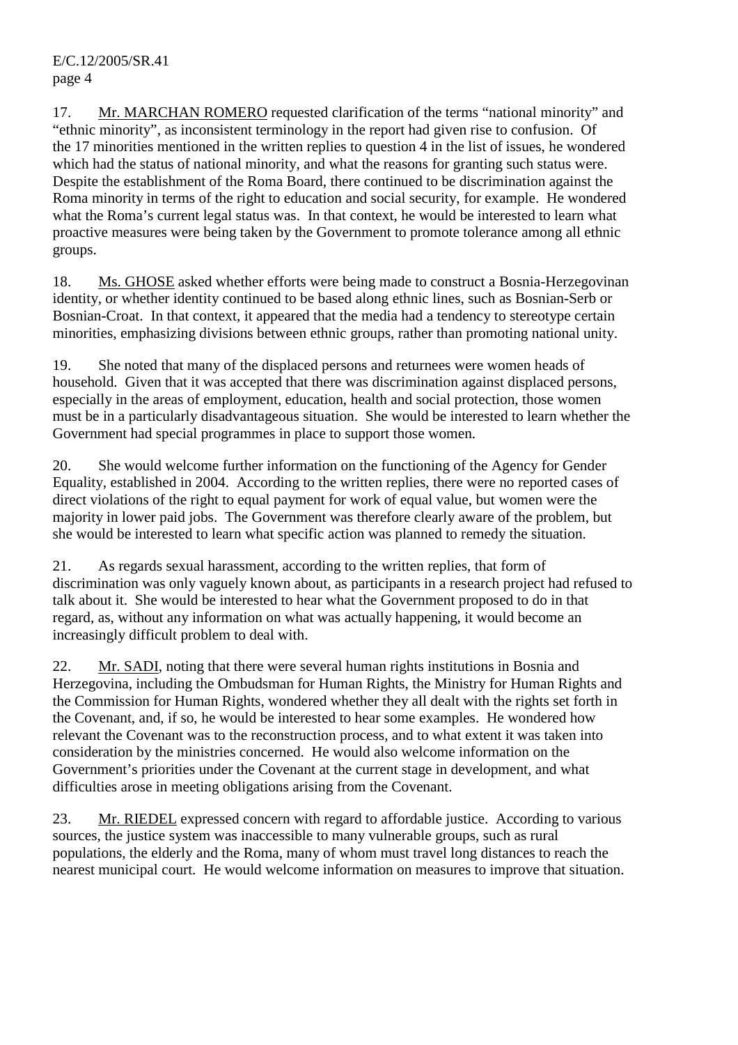17. Mr. MARCHAN ROMERO requested clarification of the terms "national minority" and "ethnic minority", as inconsistent terminology in the report had given rise to confusion. Of the 17 minorities mentioned in the written replies to question 4 in the list of issues, he wondered which had the status of national minority, and what the reasons for granting such status were. Despite the establishment of the Roma Board, there continued to be discrimination against the Roma minority in terms of the right to education and social security, for example. He wondered what the Roma's current legal status was. In that context, he would be interested to learn what proactive measures were being taken by the Government to promote tolerance among all ethnic groups.

18. Ms. GHOSE asked whether efforts were being made to construct a Bosnia-Herzegovinan identity, or whether identity continued to be based along ethnic lines, such as Bosnian-Serb or Bosnian-Croat. In that context, it appeared that the media had a tendency to stereotype certain minorities, emphasizing divisions between ethnic groups, rather than promoting national unity.

19. She noted that many of the displaced persons and returnees were women heads of household. Given that it was accepted that there was discrimination against displaced persons, especially in the areas of employment, education, health and social protection, those women must be in a particularly disadvantageous situation. She would be interested to learn whether the Government had special programmes in place to support those women.

20. She would welcome further information on the functioning of the Agency for Gender Equality, established in 2004. According to the written replies, there were no reported cases of direct violations of the right to equal payment for work of equal value, but women were the majority in lower paid jobs. The Government was therefore clearly aware of the problem, but she would be interested to learn what specific action was planned to remedy the situation.

21. As regards sexual harassment, according to the written replies, that form of discrimination was only vaguely known about, as participants in a research project had refused to talk about it. She would be interested to hear what the Government proposed to do in that regard, as, without any information on what was actually happening, it would become an increasingly difficult problem to deal with.

22. Mr. SADI, noting that there were several human rights institutions in Bosnia and Herzegovina, including the Ombudsman for Human Rights, the Ministry for Human Rights and the Commission for Human Rights, wondered whether they all dealt with the rights set forth in the Covenant, and, if so, he would be interested to hear some examples. He wondered how relevant the Covenant was to the reconstruction process, and to what extent it was taken into consideration by the ministries concerned. He would also welcome information on the Government's priorities under the Covenant at the current stage in development, and what difficulties arose in meeting obligations arising from the Covenant.

23. Mr. RIEDEL expressed concern with regard to affordable justice. According to various sources, the justice system was inaccessible to many vulnerable groups, such as rural populations, the elderly and the Roma, many of whom must travel long distances to reach the nearest municipal court. He would welcome information on measures to improve that situation.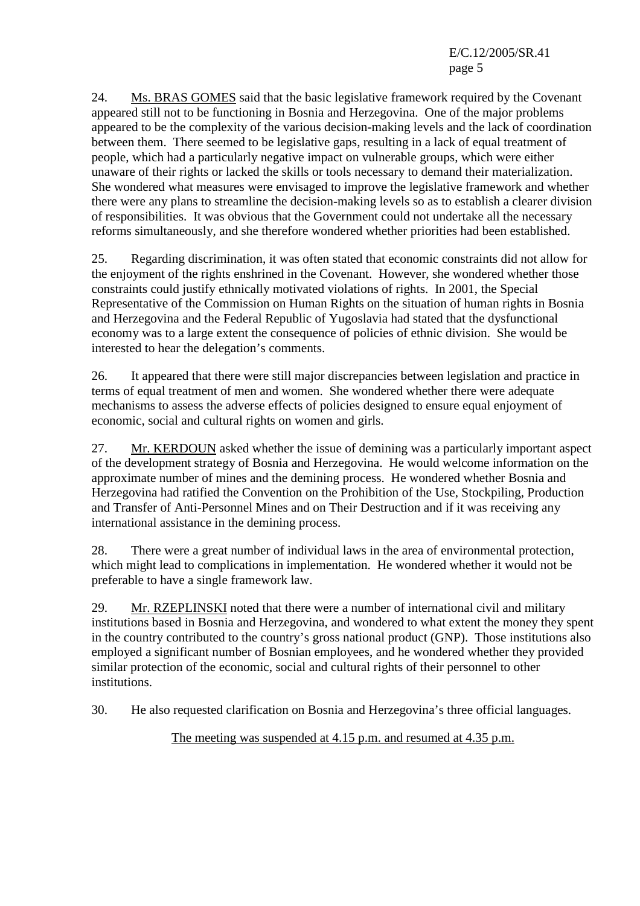24. Ms. BRAS GOMES said that the basic legislative framework required by the Covenant appeared still not to be functioning in Bosnia and Herzegovina. One of the major problems appeared to be the complexity of the various decision-making levels and the lack of coordination between them. There seemed to be legislative gaps, resulting in a lack of equal treatment of people, which had a particularly negative impact on vulnerable groups, which were either unaware of their rights or lacked the skills or tools necessary to demand their materialization. She wondered what measures were envisaged to improve the legislative framework and whether there were any plans to streamline the decision-making levels so as to establish a clearer division of responsibilities. It was obvious that the Government could not undertake all the necessary reforms simultaneously, and she therefore wondered whether priorities had been established.

25. Regarding discrimination, it was often stated that economic constraints did not allow for the enjoyment of the rights enshrined in the Covenant. However, she wondered whether those constraints could justify ethnically motivated violations of rights. In 2001, the Special Representative of the Commission on Human Rights on the situation of human rights in Bosnia and Herzegovina and the Federal Republic of Yugoslavia had stated that the dysfunctional economy was to a large extent the consequence of policies of ethnic division. She would be interested to hear the delegation's comments.

26. It appeared that there were still major discrepancies between legislation and practice in terms of equal treatment of men and women. She wondered whether there were adequate mechanisms to assess the adverse effects of policies designed to ensure equal enjoyment of economic, social and cultural rights on women and girls.

27. Mr. KERDOUN asked whether the issue of demining was a particularly important aspect of the development strategy of Bosnia and Herzegovina. He would welcome information on the approximate number of mines and the demining process. He wondered whether Bosnia and Herzegovina had ratified the Convention on the Prohibition of the Use, Stockpiling, Production and Transfer of Anti-Personnel Mines and on Their Destruction and if it was receiving any international assistance in the demining process.

28. There were a great number of individual laws in the area of environmental protection, which might lead to complications in implementation. He wondered whether it would not be preferable to have a single framework law.

29. Mr. RZEPLINSKI noted that there were a number of international civil and military institutions based in Bosnia and Herzegovina, and wondered to what extent the money they spent in the country contributed to the country's gross national product (GNP). Those institutions also employed a significant number of Bosnian employees, and he wondered whether they provided similar protection of the economic, social and cultural rights of their personnel to other institutions.

30. He also requested clarification on Bosnia and Herzegovina's three official languages.

The meeting was suspended at 4.15 p.m. and resumed at 4.35 p.m.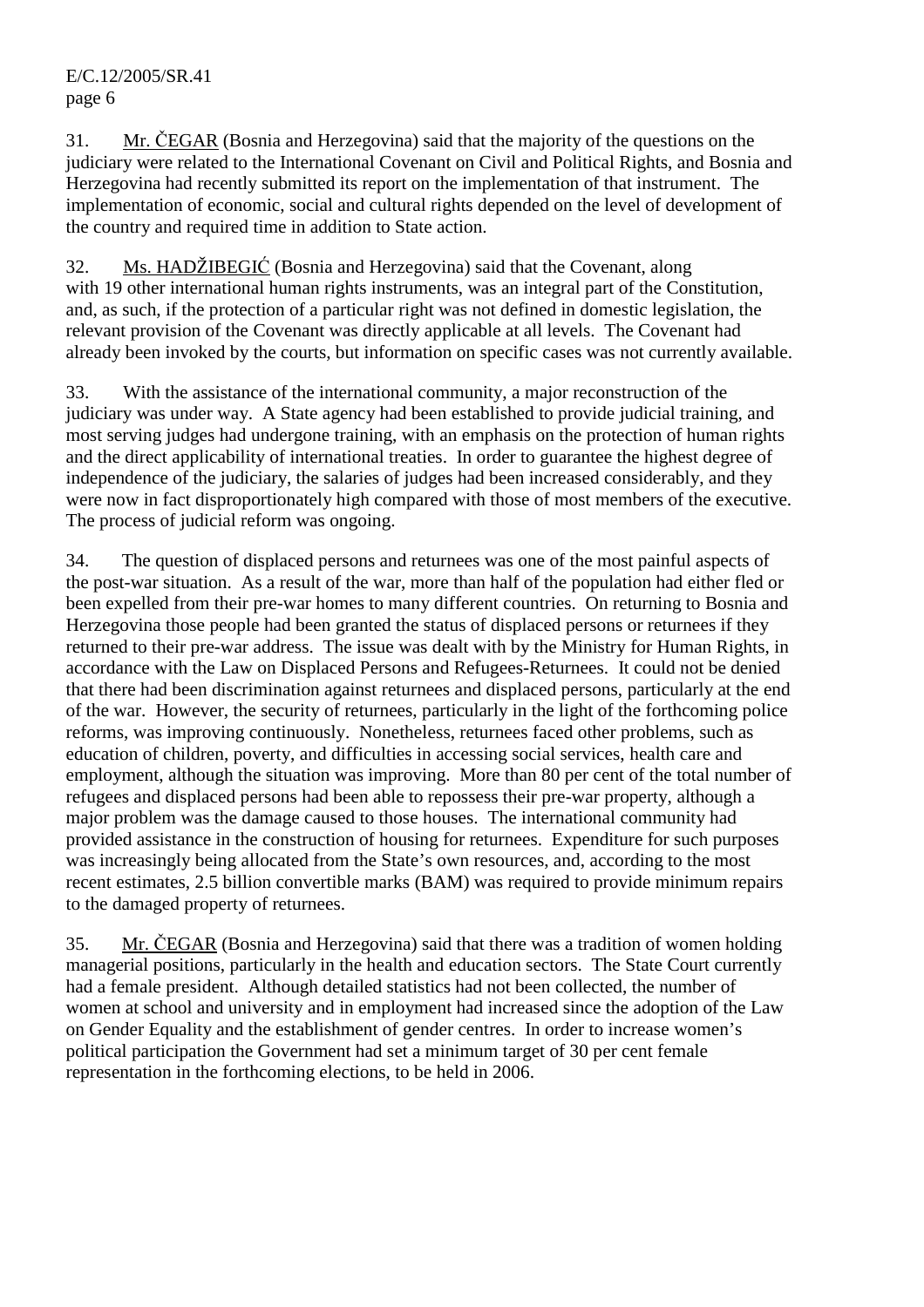31. Mr. ČEGAR (Bosnia and Herzegovina) said that the majority of the questions on the judiciary were related to the International Covenant on Civil and Political Rights, and Bosnia and Herzegovina had recently submitted its report on the implementation of that instrument. The implementation of economic, social and cultural rights depended on the level of development of the country and required time in addition to State action.

32. Ms. HADŽIBEGIĆ (Bosnia and Herzegovina) said that the Covenant, along with 19 other international human rights instruments, was an integral part of the Constitution, and, as such, if the protection of a particular right was not defined in domestic legislation, the relevant provision of the Covenant was directly applicable at all levels. The Covenant had already been invoked by the courts, but information on specific cases was not currently available.

33. With the assistance of the international community, a major reconstruction of the judiciary was under way. A State agency had been established to provide judicial training, and most serving judges had undergone training, with an emphasis on the protection of human rights and the direct applicability of international treaties. In order to guarantee the highest degree of independence of the judiciary, the salaries of judges had been increased considerably, and they were now in fact disproportionately high compared with those of most members of the executive. The process of judicial reform was ongoing.

34. The question of displaced persons and returnees was one of the most painful aspects of the post-war situation. As a result of the war, more than half of the population had either fled or been expelled from their pre-war homes to many different countries. On returning to Bosnia and Herzegovina those people had been granted the status of displaced persons or returnees if they returned to their pre-war address. The issue was dealt with by the Ministry for Human Rights, in accordance with the Law on Displaced Persons and Refugees-Returnees. It could not be denied that there had been discrimination against returnees and displaced persons, particularly at the end of the war. However, the security of returnees, particularly in the light of the forthcoming police reforms, was improving continuously. Nonetheless, returnees faced other problems, such as education of children, poverty, and difficulties in accessing social services, health care and employment, although the situation was improving. More than 80 per cent of the total number of refugees and displaced persons had been able to repossess their pre-war property, although a major problem was the damage caused to those houses. The international community had provided assistance in the construction of housing for returnees. Expenditure for such purposes was increasingly being allocated from the State's own resources, and, according to the most recent estimates, 2.5 billion convertible marks (BAM) was required to provide minimum repairs to the damaged property of returnees.

35. Mr. ČEGAR (Bosnia and Herzegovina) said that there was a tradition of women holding managerial positions, particularly in the health and education sectors. The State Court currently had a female president. Although detailed statistics had not been collected, the number of women at school and university and in employment had increased since the adoption of the Law on Gender Equality and the establishment of gender centres. In order to increase women's political participation the Government had set a minimum target of 30 per cent female representation in the forthcoming elections, to be held in 2006.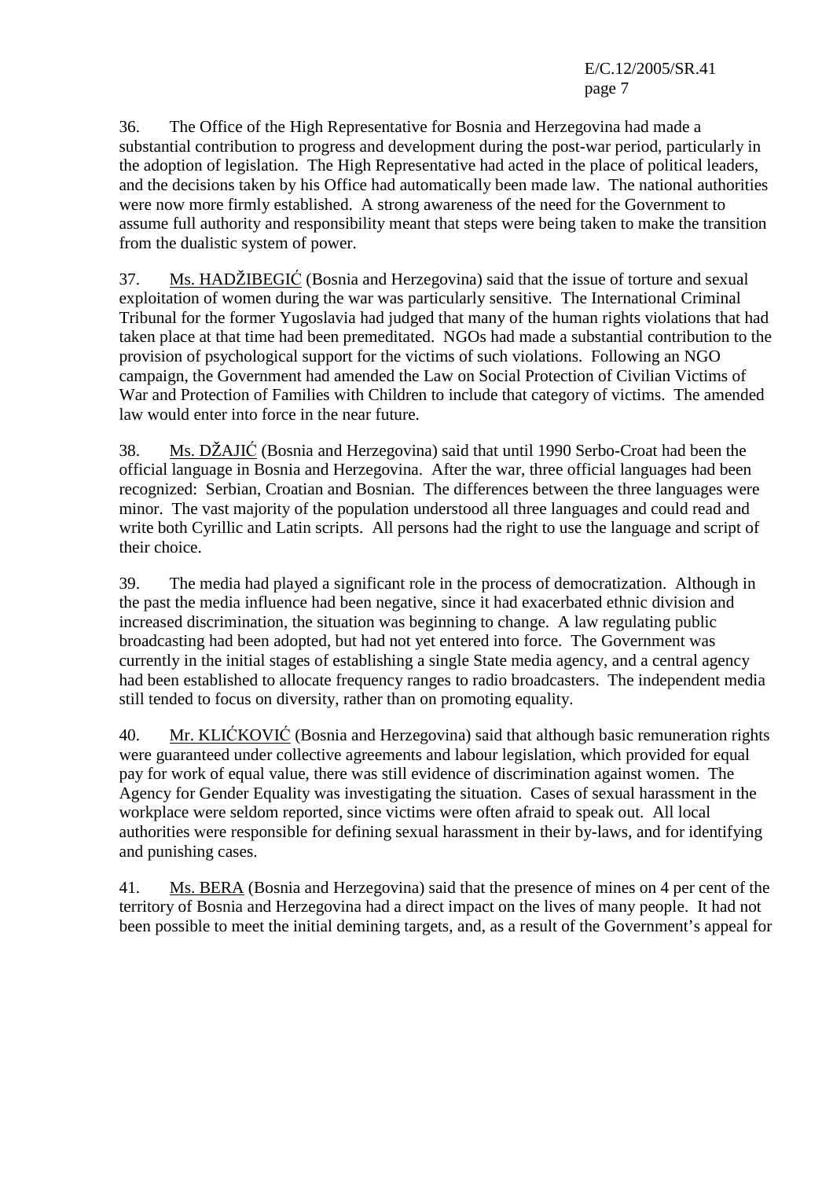36. The Office of the High Representative for Bosnia and Herzegovina had made a substantial contribution to progress and development during the post-war period, particularly in the adoption of legislation. The High Representative had acted in the place of political leaders, and the decisions taken by his Office had automatically been made law. The national authorities were now more firmly established. A strong awareness of the need for the Government to assume full authority and responsibility meant that steps were being taken to make the transition from the dualistic system of power.

37. Ms. HADŽIBEGIĆ (Bosnia and Herzegovina) said that the issue of torture and sexual exploitation of women during the war was particularly sensitive. The International Criminal Tribunal for the former Yugoslavia had judged that many of the human rights violations that had taken place at that time had been premeditated. NGOs had made a substantial contribution to the provision of psychological support for the victims of such violations. Following an NGO campaign, the Government had amended the Law on Social Protection of Civilian Victims of War and Protection of Families with Children to include that category of victims. The amended law would enter into force in the near future.

38. Ms. DŽAJIĆ (Bosnia and Herzegovina) said that until 1990 Serbo-Croat had been the official language in Bosnia and Herzegovina. After the war, three official languages had been recognized: Serbian, Croatian and Bosnian. The differences between the three languages were minor. The vast majority of the population understood all three languages and could read and write both Cyrillic and Latin scripts. All persons had the right to use the language and script of their choice.

39. The media had played a significant role in the process of democratization. Although in the past the media influence had been negative, since it had exacerbated ethnic division and increased discrimination, the situation was beginning to change. A law regulating public broadcasting had been adopted, but had not yet entered into force. The Government was currently in the initial stages of establishing a single State media agency, and a central agency had been established to allocate frequency ranges to radio broadcasters. The independent media still tended to focus on diversity, rather than on promoting equality.

40. Mr. KLIĆKOVIĆ (Bosnia and Herzegovina) said that although basic remuneration rights were guaranteed under collective agreements and labour legislation, which provided for equal pay for work of equal value, there was still evidence of discrimination against women. The Agency for Gender Equality was investigating the situation. Cases of sexual harassment in the workplace were seldom reported, since victims were often afraid to speak out. All local authorities were responsible for defining sexual harassment in their by-laws, and for identifying and punishing cases.

41. Ms. BERA (Bosnia and Herzegovina) said that the presence of mines on 4 per cent of the territory of Bosnia and Herzegovina had a direct impact on the lives of many people. It had not been possible to meet the initial demining targets, and, as a result of the Government's appeal for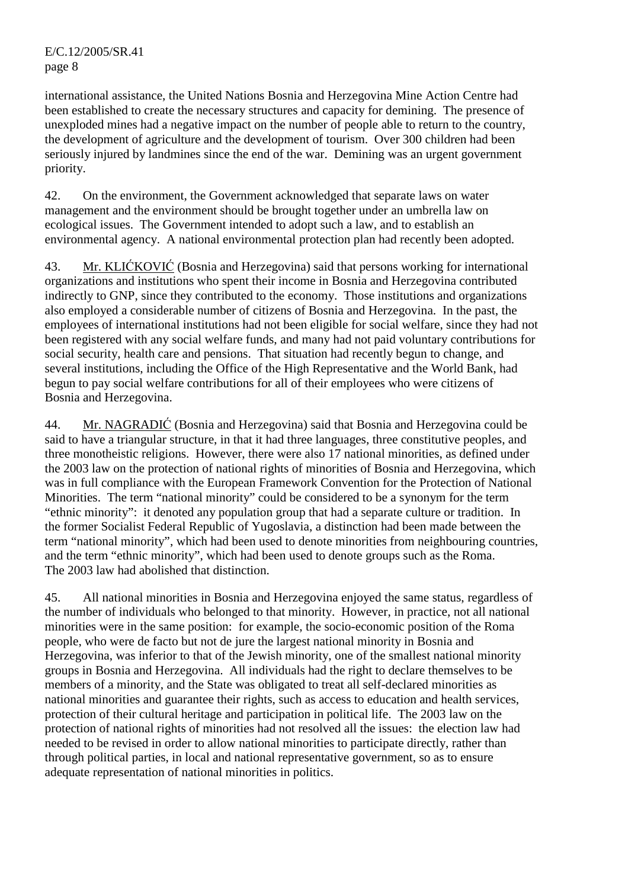international assistance, the United Nations Bosnia and Herzegovina Mine Action Centre had been established to create the necessary structures and capacity for demining. The presence of unexploded mines had a negative impact on the number of people able to return to the country, the development of agriculture and the development of tourism. Over 300 children had been seriously injured by landmines since the end of the war. Demining was an urgent government priority.

42. On the environment, the Government acknowledged that separate laws on water management and the environment should be brought together under an umbrella law on ecological issues. The Government intended to adopt such a law, and to establish an environmental agency. A national environmental protection plan had recently been adopted.

43. Mr. KLIĆKOVIĆ (Bosnia and Herzegovina) said that persons working for international organizations and institutions who spent their income in Bosnia and Herzegovina contributed indirectly to GNP, since they contributed to the economy. Those institutions and organizations also employed a considerable number of citizens of Bosnia and Herzegovina. In the past, the employees of international institutions had not been eligible for social welfare, since they had not been registered with any social welfare funds, and many had not paid voluntary contributions for social security, health care and pensions. That situation had recently begun to change, and several institutions, including the Office of the High Representative and the World Bank, had begun to pay social welfare contributions for all of their employees who were citizens of Bosnia and Herzegovina.

44. Mr. NAGRADIĆ (Bosnia and Herzegovina) said that Bosnia and Herzegovina could be said to have a triangular structure, in that it had three languages, three constitutive peoples, and three monotheistic religions. However, there were also 17 national minorities, as defined under the 2003 law on the protection of national rights of minorities of Bosnia and Herzegovina, which was in full compliance with the European Framework Convention for the Protection of National Minorities. The term "national minority" could be considered to be a synonym for the term "ethnic minority": it denoted any population group that had a separate culture or tradition. In the former Socialist Federal Republic of Yugoslavia, a distinction had been made between the term "national minority", which had been used to denote minorities from neighbouring countries, and the term "ethnic minority", which had been used to denote groups such as the Roma. The 2003 law had abolished that distinction.

45. All national minorities in Bosnia and Herzegovina enjoyed the same status, regardless of the number of individuals who belonged to that minority. However, in practice, not all national minorities were in the same position: for example, the socio-economic position of the Roma people, who were de facto but not de jure the largest national minority in Bosnia and Herzegovina, was inferior to that of the Jewish minority, one of the smallest national minority groups in Bosnia and Herzegovina. All individuals had the right to declare themselves to be members of a minority, and the State was obligated to treat all self-declared minorities as national minorities and guarantee their rights, such as access to education and health services, protection of their cultural heritage and participation in political life. The 2003 law on the protection of national rights of minorities had not resolved all the issues: the election law had needed to be revised in order to allow national minorities to participate directly, rather than through political parties, in local and national representative government, so as to ensure adequate representation of national minorities in politics.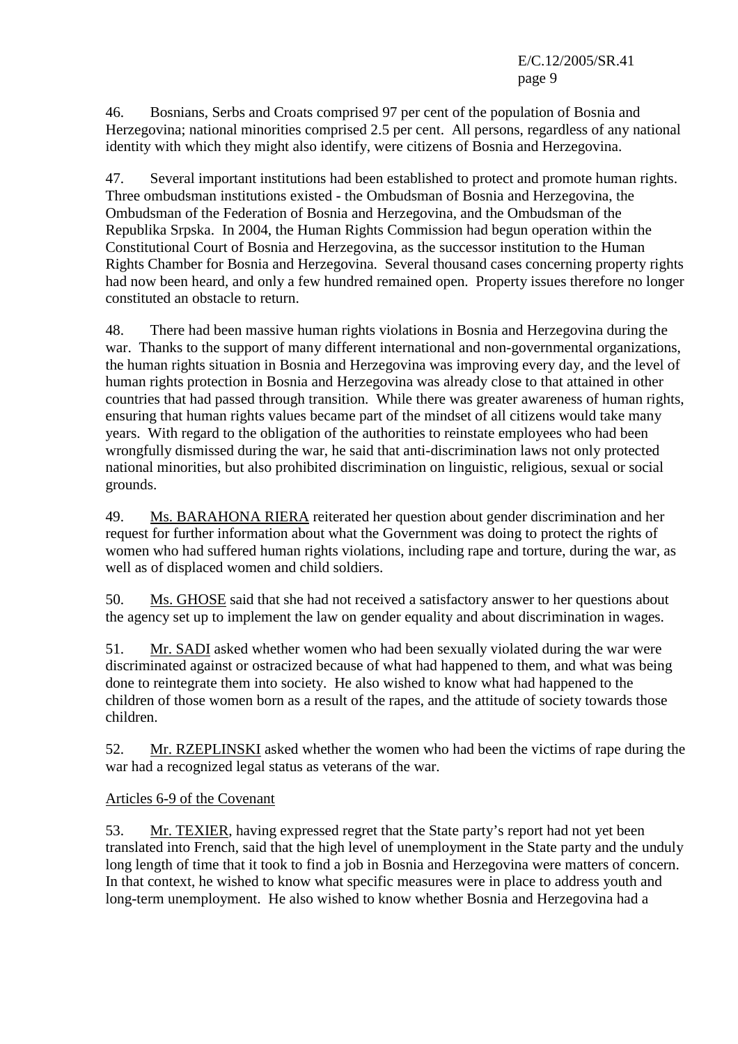46. Bosnians, Serbs and Croats comprised 97 per cent of the population of Bosnia and Herzegovina; national minorities comprised 2.5 per cent. All persons, regardless of any national identity with which they might also identify, were citizens of Bosnia and Herzegovina.

47. Several important institutions had been established to protect and promote human rights. Three ombudsman institutions existed - the Ombudsman of Bosnia and Herzegovina, the Ombudsman of the Federation of Bosnia and Herzegovina, and the Ombudsman of the Republika Srpska. In 2004, the Human Rights Commission had begun operation within the Constitutional Court of Bosnia and Herzegovina, as the successor institution to the Human Rights Chamber for Bosnia and Herzegovina. Several thousand cases concerning property rights had now been heard, and only a few hundred remained open. Property issues therefore no longer constituted an obstacle to return.

48. There had been massive human rights violations in Bosnia and Herzegovina during the war. Thanks to the support of many different international and non-governmental organizations, the human rights situation in Bosnia and Herzegovina was improving every day, and the level of human rights protection in Bosnia and Herzegovina was already close to that attained in other countries that had passed through transition. While there was greater awareness of human rights, ensuring that human rights values became part of the mindset of all citizens would take many years. With regard to the obligation of the authorities to reinstate employees who had been wrongfully dismissed during the war, he said that anti-discrimination laws not only protected national minorities, but also prohibited discrimination on linguistic, religious, sexual or social grounds.

49. Ms. BARAHONA RIERA reiterated her question about gender discrimination and her request for further information about what the Government was doing to protect the rights of women who had suffered human rights violations, including rape and torture, during the war, as well as of displaced women and child soldiers.

50. Ms. GHOSE said that she had not received a satisfactory answer to her questions about the agency set up to implement the law on gender equality and about discrimination in wages.

51. Mr. SADI asked whether women who had been sexually violated during the war were discriminated against or ostracized because of what had happened to them, and what was being done to reintegrate them into society. He also wished to know what had happened to the children of those women born as a result of the rapes, and the attitude of society towards those children.

52. Mr. RZEPLINSKI asked whether the women who had been the victims of rape during the war had a recognized legal status as veterans of the war.

Articles 6-9 of the Covenant

53. Mr. TEXIER, having expressed regret that the State party's report had not yet been translated into French, said that the high level of unemployment in the State party and the unduly long length of time that it took to find a job in Bosnia and Herzegovina were matters of concern. In that context, he wished to know what specific measures were in place to address youth and long-term unemployment. He also wished to know whether Bosnia and Herzegovina had a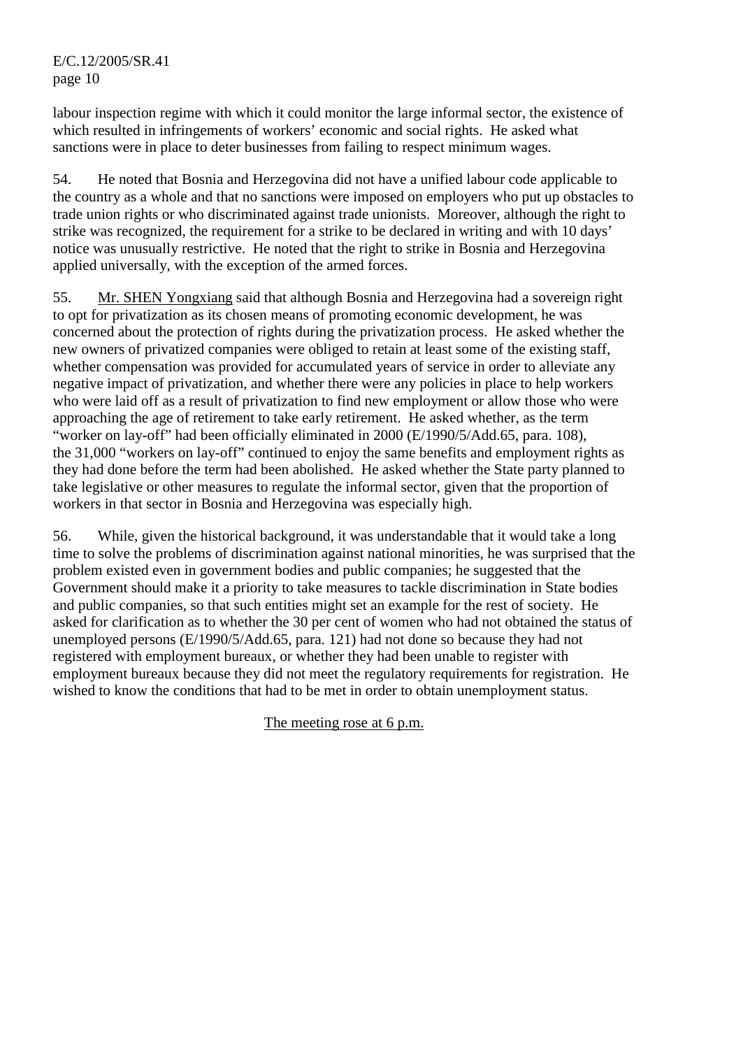labour inspection regime with which it could monitor the large informal sector, the existence of which resulted in infringements of workers' economic and social rights. He asked what sanctions were in place to deter businesses from failing to respect minimum wages.

54. He noted that Bosnia and Herzegovina did not have a unified labour code applicable to the country as a whole and that no sanctions were imposed on employers who put up obstacles to trade union rights or who discriminated against trade unionists. Moreover, although the right to strike was recognized, the requirement for a strike to be declared in writing and with 10 days' notice was unusually restrictive. He noted that the right to strike in Bosnia and Herzegovina applied universally, with the exception of the armed forces.

55. Mr. SHEN Yongxiang said that although Bosnia and Herzegovina had a sovereign right to opt for privatization as its chosen means of promoting economic development, he was concerned about the protection of rights during the privatization process. He asked whether the new owners of privatized companies were obliged to retain at least some of the existing staff, whether compensation was provided for accumulated years of service in order to alleviate any negative impact of privatization, and whether there were any policies in place to help workers who were laid off as a result of privatization to find new employment or allow those who were approaching the age of retirement to take early retirement. He asked whether, as the term "worker on lay-off" had been officially eliminated in 2000 (E/1990/5/Add.65, para. 108), the 31,000 "workers on lay-off" continued to enjoy the same benefits and employment rights as they had done before the term had been abolished. He asked whether the State party planned to take legislative or other measures to regulate the informal sector, given that the proportion of workers in that sector in Bosnia and Herzegovina was especially high.

56. While, given the historical background, it was understandable that it would take a long time to solve the problems of discrimination against national minorities, he was surprised that the problem existed even in government bodies and public companies; he suggested that the Government should make it a priority to take measures to tackle discrimination in State bodies and public companies, so that such entities might set an example for the rest of society. He asked for clarification as to whether the 30 per cent of women who had not obtained the status of unemployed persons (E/1990/5/Add.65, para. 121) had not done so because they had not registered with employment bureaux, or whether they had been unable to register with employment bureaux because they did not meet the regulatory requirements for registration. He wished to know the conditions that had to be met in order to obtain unemployment status.

The meeting rose at 6 p.m.